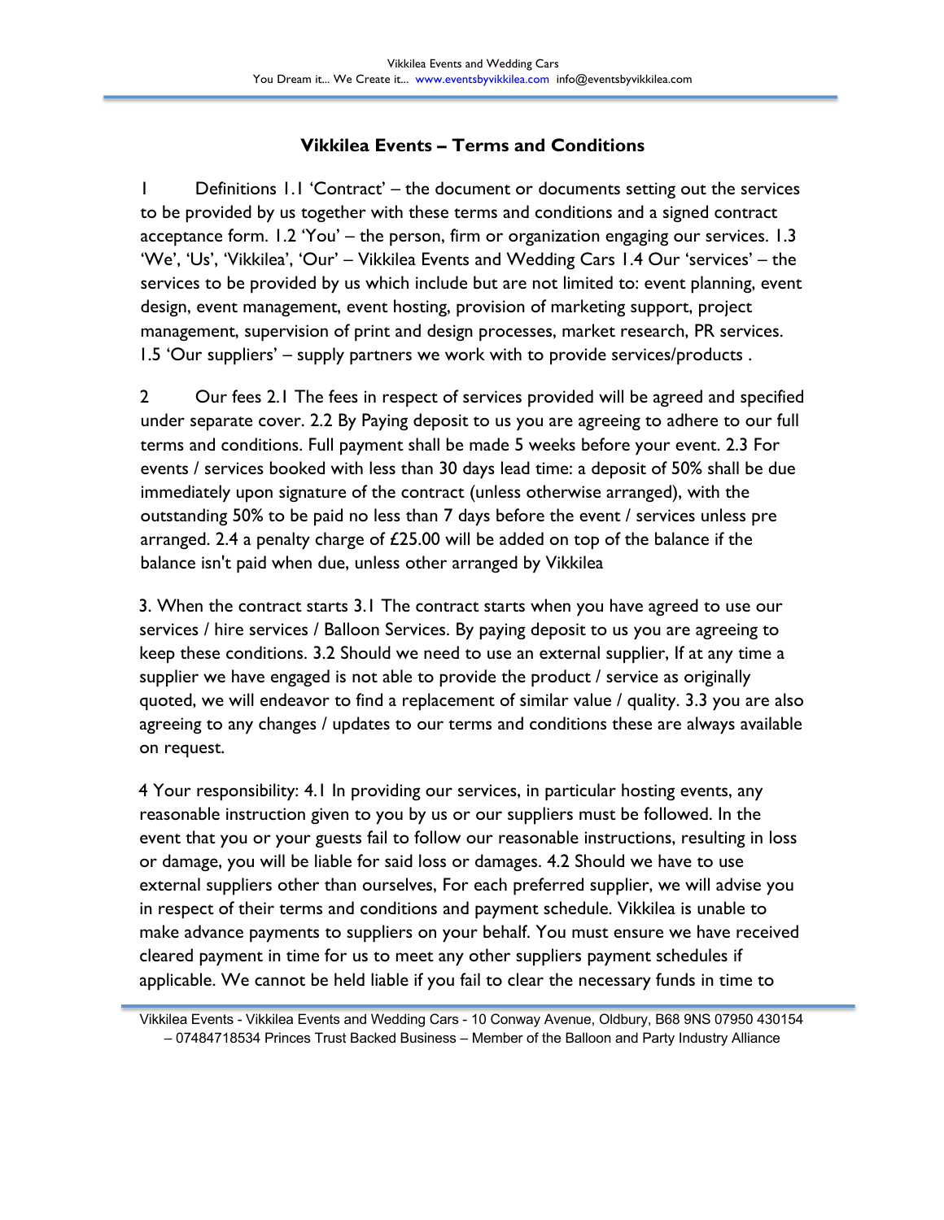# Vikkilea Events – Terms and Conditions

1 Definitions 1.1 'Contract' – the document or documents setting out the services to be provided by us together with these terms and conditions and a signed contract acceptance form. 1.2 'You' – the person, firm or organization engaging our services. 1.3 'We', 'Us', 'Vikkilea', 'Our' – Vikkilea Events and Wedding Cars 1.4 Our 'services' – the services to be provided by us which include but are not limited to: event planning, event design, event management, event hosting, provision of marketing support, project management, supervision of print and design processes, market research, PR services. 1.5 'Our suppliers' – supply partners we work with to provide services/products .

2 Our fees 2.1 The fees in respect of services provided will be agreed and specified under separate cover. 2.2 By Paying deposit to us you are agreeing to adhere to our full terms and conditions. Full payment shall be made 5 weeks before your event. 2.3 For events / services booked with less than 30 days lead time: a deposit of 50% shall be due immediately upon signature of the contract (unless otherwise arranged), with the outstanding 50% to be paid no less than 7 days before the event / services unless pre arranged. 2.4 a penalty charge of £25.00 will be added on top of the balance if the balance isn't paid when due, unless other arranged by Vikkilea

3. When the contract starts 3.1 The contract starts when you have agreed to use our services / hire services / Balloon Services. By paying deposit to us you are agreeing to keep these conditions. 3.2 Should we need to use an external supplier, If at any time a supplier we have engaged is not able to provide the product / service as originally quoted, we will endeavor to find a replacement of similar value / quality. 3.3 you are also agreeing to any changes / updates to our terms and conditions these are always available on request.

4 Your responsibility: 4.1 In providing our services, in particular hosting events, any reasonable instruction given to you by us or our suppliers must be followed. In the event that you or your guests fail to follow our reasonable instructions, resulting in loss or damage, you will be liable for said loss or damages. 4.2 Should we have to use external suppliers other than ourselves, For each preferred supplier, we will advise you in respect of their terms and conditions and payment schedule. Vikkilea is unable to make advance payments to suppliers on your behalf. You must ensure we have received cleared payment in time for us to meet any other suppliers payment schedules if applicable. We cannot be held liable if you fail to clear the necessary funds in time to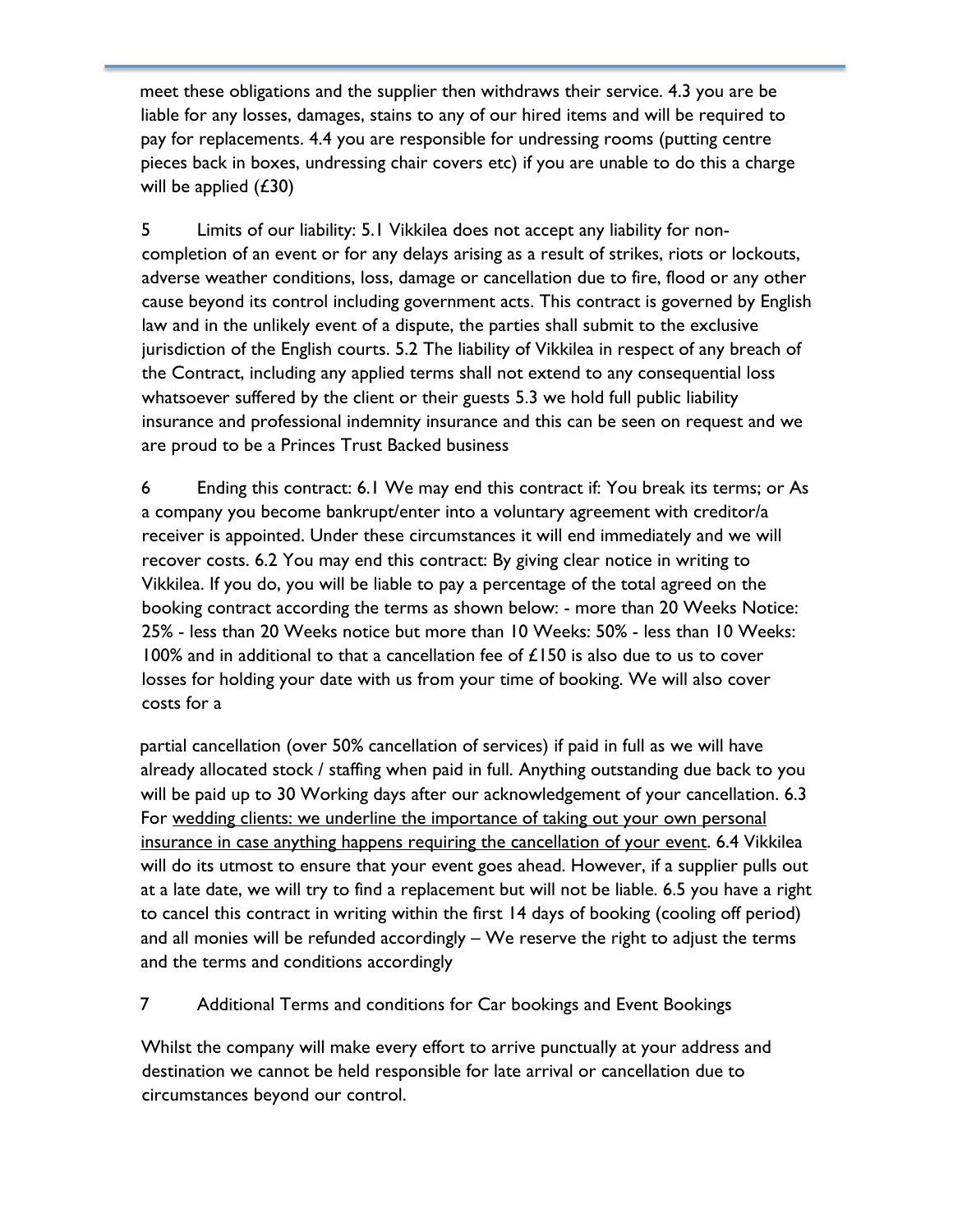meet these obligations and the supplier then withdraws their service. 4.3 you are be liable for any losses, damages, stains to any of our hired items and will be required to pay for replacements. 4.4 you are responsible for undressing rooms (putting centre pieces back in boxes, undressing chair covers etc) if you are unable to do this a charge will be applied (£30)

5 Limits of our liability: 5.1 Vikkilea does not accept any liability for non-completion of an event or for any delays arising as a result of strikes, riots or lockouts, adverse weather conditions, loss, damage or cancellation due to fire, flood or any other cause beyond its control including government acts. This contract is governed by English law and in the unlikely event of a dispute, the parties shall submit to the exclusive jurisdiction of the English courts. 5.2 The liability of Vikkilea in respect of any breach of the Contract, including any applied terms shall not extend to any consequential loss whatsoever suffered by the client or their guests 5.3 we hold full public liability insurance and professional indemnity insurance and this can be seen on request and we are proud to be a Princes Trust Backed business

6 Ending this contract: 6.1 We may end this contract if: You break its terms; or As a company you become bankrupt/enter into a voluntary agreement with creditor/a receiver is appointed. Under these circumstances it will end immediately and we will recover costs. 6.2 You may end this contract: By giving clear notice in writing to Vikkilea. If you do, you will be liable to pay a percentage of the total agreed on the booking contract according the terms as shown below: - more than 20 Weeks Notice: 25% - less than 20 Weeks notice but more than 10 Weeks: 50% - less than 10 Weeks: 100% and in additional to that a cancellation fee of £150 is also due to us to cover losses for holding your date with us from your time of booking. We will also cover costs for a

partial cancellation (over 50% cancellation of services) if paid in full as we will have already allocated stock / staffing when paid in full. Anything outstanding due back to you will be paid up to 30 Working days after our acknowledgement of your cancellation. 6.3 For <u>wedding clients: we underline the importance of taking out your own personal insurance in case anything happens requiring the cancellation of your event</u>. 6.4 Vikkilea will do its utmost to ensure that your event goes ahead. However, if a supplier pulls out at a late date, we will try to find a replacement but will not be liable. 6.5 you have a right to cancel this contract in writing within the first 14 days of booking (cooling off period) and all monies will be refunded accordingly – We reserve the right to adjust the terms and the terms and conditions accordingly

7 Additional Terms and conditions for Car bookings and Event Bookings

Whilst the company will make every effort to arrive punctually at your address and destination we cannot be held responsible for late arrival or cancellation due to circumstances beyond our control.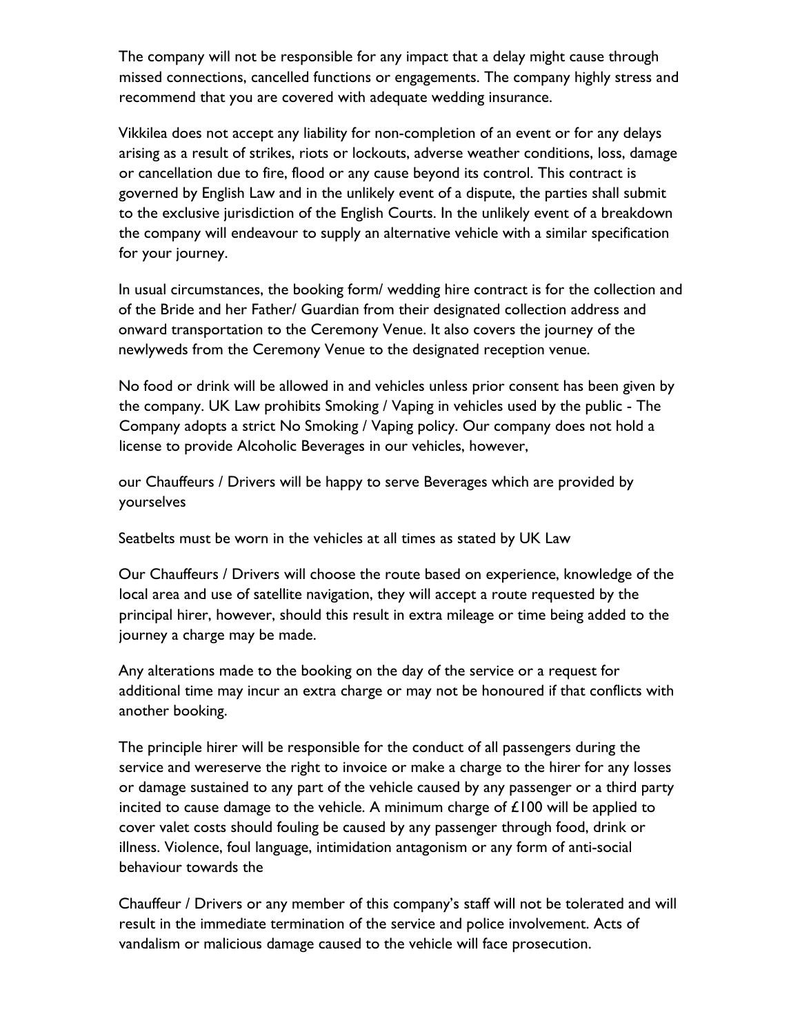The company will not be responsible for any impact that a delay might cause through missed connections, cancelled functions or engagements. The company highly stress and recommend that you are covered with adequate wedding insurance.

Vikkilea does not accept any liability for non-completion of an event or for any delays arising as a result of strikes, riots or lockouts, adverse weather conditions, loss, damage or cancellation due to fire, flood or any cause beyond its control. This contract is governed by English Law and in the unlikely event of a dispute, the parties shall submit to the exclusive jurisdiction of the English Courts. In the unlikely event of a breakdown the company will endeavour to supply an alternative vehicle with a similar specification for your journey.

In usual circumstances, the booking form/ wedding hire contract is for the collection and of the Bride and her Father/ Guardian from their designated collection address and onward transportation to the Ceremony Venue. It also covers the journey of the newlyweds from the Ceremony Venue to the designated reception venue.

No food or drink will be allowed in and vehicles unless prior consent has been given by the company. UK Law prohibits Smoking / Vaping in vehicles used by the public - The Company adopts a strict No Smoking / Vaping policy. Our company does not hold a license to provide Alcoholic Beverages in our vehicles, however,

our Chauffeurs / Drivers will be happy to serve Beverages which are provided by yourselves

Seatbelts must be worn in the vehicles at all times as stated by UK Law

Our Chauffeurs / Drivers will choose the route based on experience, knowledge of the local area and use of satellite navigation, they will accept a route requested by the principal hirer, however, should this result in extra mileage or time being added to the journey a charge may be made.

Any alterations made to the booking on the day of the service or a request for additional time may incur an extra charge or may not be honoured if that conflicts with another booking.

The principle hirer will be responsible for the conduct of all passengers during the service and wereserve the right to invoice or make a charge to the hirer for any losses or damage sustained to any part of the vehicle caused by any passenger or a third party incited to cause damage to the vehicle. A minimum charge of £100 will be applied to cover valet costs should fouling be caused by any passenger through food, drink or illness. Violence, foul language, intimidation antagonism or any form of anti-social behaviour towards the

Chauffeur / Drivers or any member of this company's staff will not be tolerated and will result in the immediate termination of the service and police involvement. Acts of vandalism or malicious damage caused to the vehicle will face prosecution.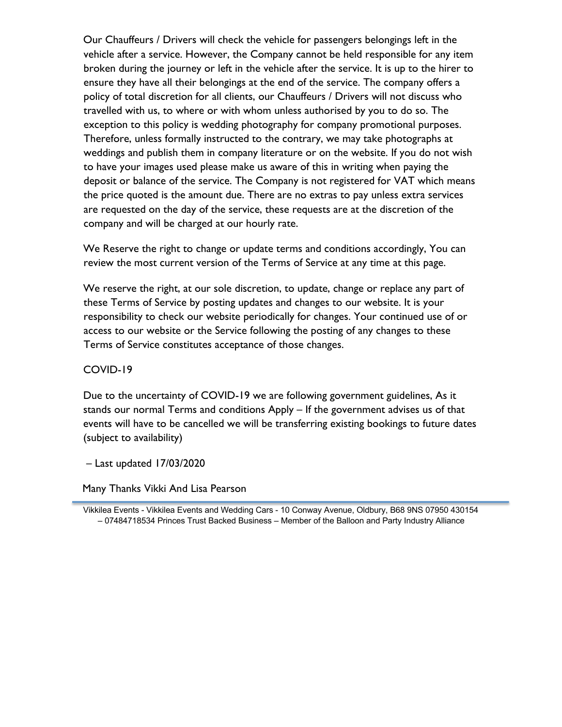Our Chauffeurs / Drivers will check the vehicle for passengers belongings left in the vehicle after a service. However, the Company cannot be held responsible for any item broken during the journey or left in the vehicle after the service. It is up to the hirer to ensure they have all their belongings at the end of the service. The company offers a policy of total discretion for all clients, our Chauffeurs / Drivers will not discuss who travelled with us, to where or with whom unless authorised by you to do so. The exception to this policy is wedding photography for company promotional purposes. Therefore, unless formally instructed to the contrary, we may take photographs at weddings and publish them in company literature or on the website. If you do not wish to have your images used please make us aware of this in writing when paying the deposit or balance of the service. The Company is not registered for VAT which means the price quoted is the amount due. There are no extras to pay unless extra services are requested on the day of the service, these requests are at the discretion of the company and will be charged at our hourly rate.

We Reserve the right to change or update terms and conditions accordingly, You can review the most current version of the Terms of Service at any time at this page.

We reserve the right, at our sole discretion, to update, change or replace any part of these Terms of Service by posting updates and changes to our website. It is your responsibility to check our website periodically for changes. Your continued use of or access to our website or the Service following the posting of any changes to these Terms of Service constitutes acceptance of those changes.

COVID-19

Due to the uncertainty of COVID-19 we are following government guidelines, As it stands our normal Terms and conditions Apply – If the government advises us of that events will have to be cancelled we will be transferring existing bookings to future dates (subject to availability)

– Last updated 17/03/2020

Many Thanks Vikki And Lisa Pearson